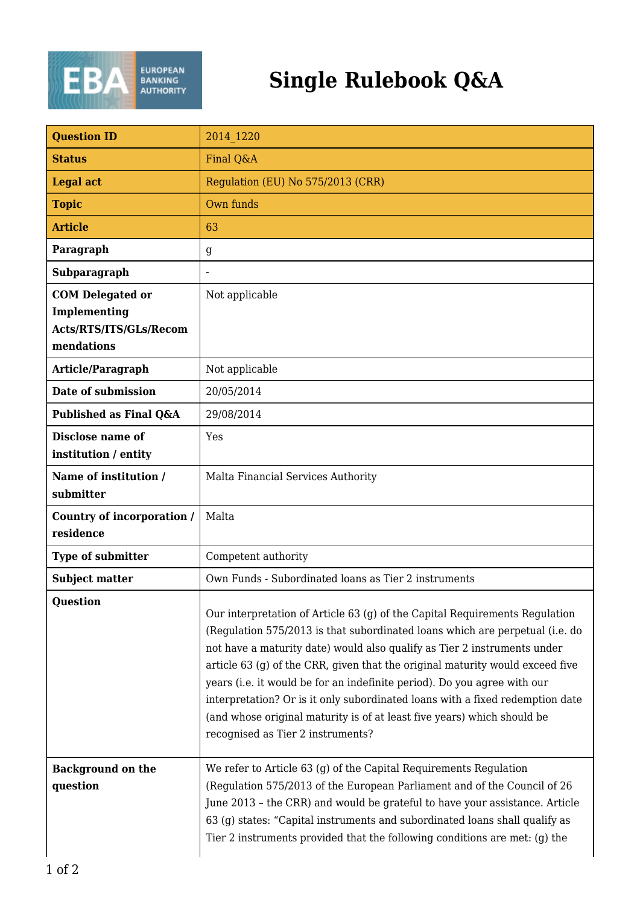# Single Rulebook Q&A

| Question ID | 2014_1220 |
|---|---|
| **Status** | Final Q&A |
| **Legal act** | Regulation (EU) No 575/2013 (CRR) |
| **Topic** | Own funds |
| **Article** | 63 |
| **Paragraph** | g |
| **Subparagraph** | - |
| **COM Delegated or Implementing Acts/RTS/ITS/GLs/Recommendations** | Not applicable |
| **Article/Paragraph** | Not applicable |
| **Date of submission** | 20/05/2014 |
| **Published as Final Q&A** | 29/08/2014 |
| **Disclose name of institution / entity** | Yes |
| **Name of institution / submitter** | Malta Financial Services Authority |
| **Country of incorporation / residence** | Malta |
| **Type of submitter** | Competent authority |
| **Subject matter** | Own Funds - Subordinated loans as Tier 2 instruments |
| **Question** | Our interpretation of Article 63 (g) of the Capital Requirements Regulation (Regulation 575/2013 is that subordinated loans which are perpetual (i.e. do not have a maturity date) would also qualify as Tier 2 instruments under article 63 (g) of the CRR, given that the original maturity would exceed five years (i.e. it would be for an indefinite period). Do you agree with our interpretation? Or is it only subordinated loans with a fixed redemption date (and whose original maturity is of at least five years) which should be recognised as Tier 2 instruments? |
| **Background on the question** | We refer to Article 63 (g) of the Capital Requirements Regulation (Regulation 575/2013 of the European Parliament and of the Council of 26 June 2013 – the CRR) and would be grateful to have your assistance. Article 63 (g) states: "Capital instruments and subordinated loans shall qualify as Tier 2 instruments provided that the following conditions are met: (g) the |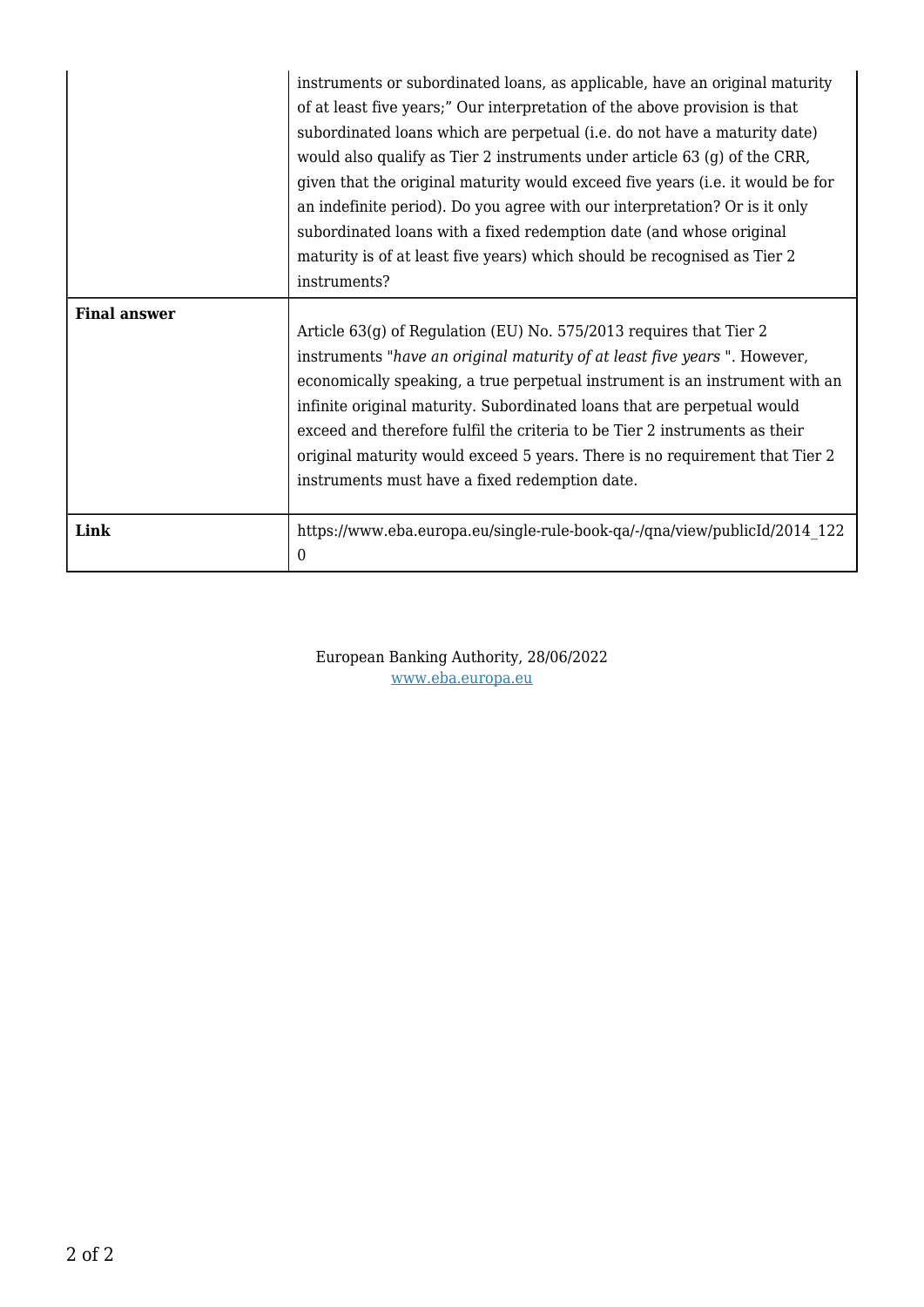| | |
|---|---|
| | instruments or subordinated loans, as applicable, have an original maturity of at least five years;" Our interpretation of the above provision is that subordinated loans which are perpetual (i.e. do not have a maturity date) would also qualify as Tier 2 instruments under article 63 (g) of the CRR, given that the original maturity would exceed five years (i.e. it would be for an indefinite period). Do you agree with our interpretation? Or is it only subordinated loans with a fixed redemption date (and whose original maturity is of at least five years) which should be recognised as Tier 2 instruments? |
| **Final answer** | Article 63(g) of Regulation (EU) No. 575/2013 requires that Tier 2 instruments "*have an original maturity of at least five years* ". However, economically speaking, a true perpetual instrument is an instrument with an infinite original maturity. Subordinated loans that are perpetual would exceed and therefore fulfil the criteria to be Tier 2 instruments as their original maturity would exceed 5 years. There is no requirement that Tier 2 instruments must have a fixed redemption date. |
| **Link** | https://www.eba.europa.eu/single-rule-book-qa/-/qna/view/publicId/2014_1220 |

European Banking Authority, 28/06/2022
www.eba.europa.eu